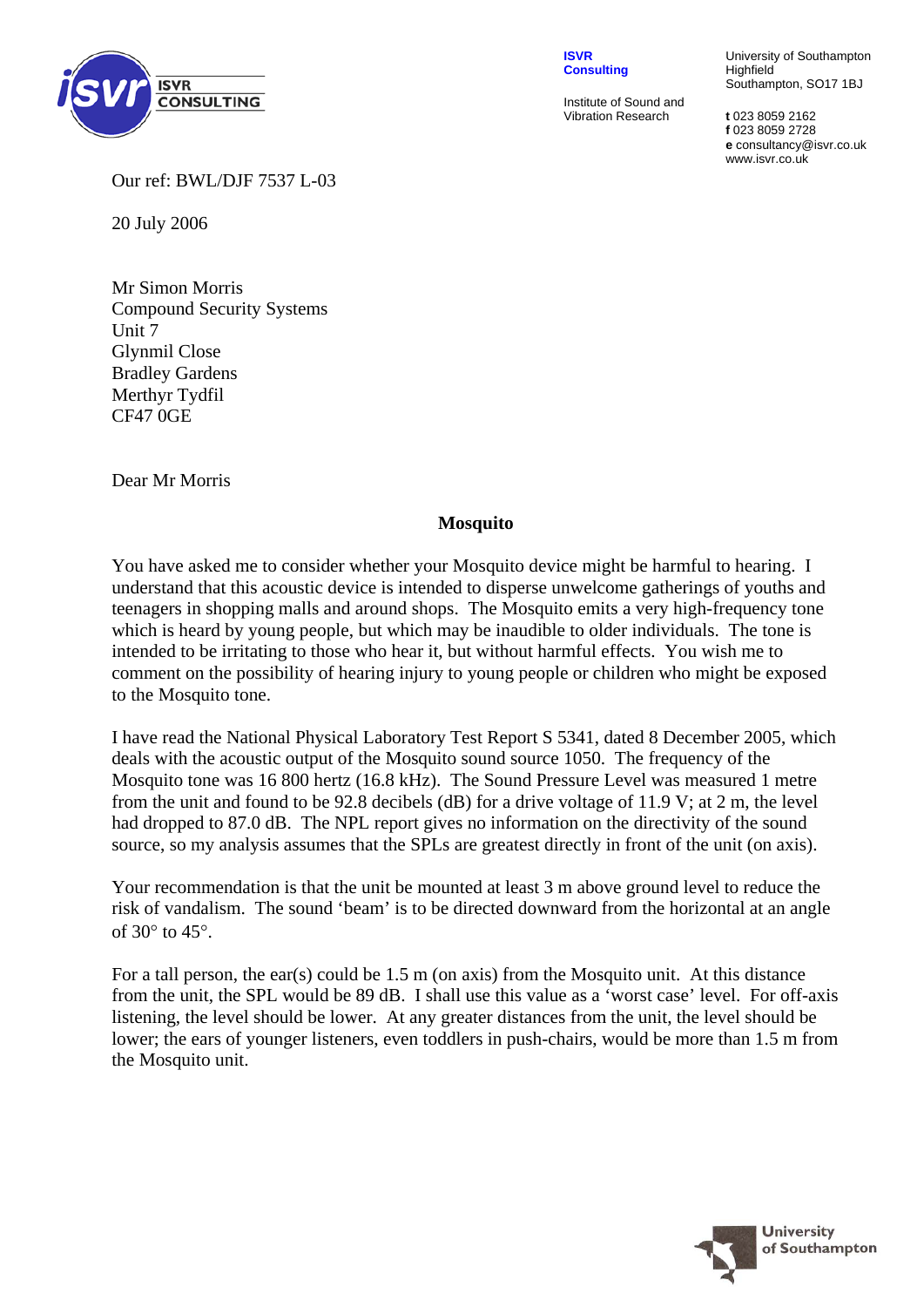ISVR Consulting

Institute of Sound and Vibration Research

University of Southampton
Highfield
Southampton, SO17 1BJ

**t** 023 8059 2162
**f** 023 8059 2728
**e** consultancy@isvr.co.uk
www.isvr.co.uk

Our ref: BWL/DJF 7537 L-03

20 July 2006

Mr Simon Morris
Compound Security Systems
Unit 7
Glynmil Close
Bradley Gardens
Merthyr Tydfil
CF47 0GE

Dear Mr Morris

**Mosquito**

You have asked me to consider whether your Mosquito device might be harmful to hearing. I understand that this acoustic device is intended to disperse unwelcome gatherings of youths and teenagers in shopping malls and around shops. The Mosquito emits a very high-frequency tone which is heard by young people, but which may be inaudible to older individuals. The tone is intended to be irritating to those who hear it, but without harmful effects. You wish me to comment on the possibility of hearing injury to young people or children who might be exposed to the Mosquito tone.

I have read the National Physical Laboratory Test Report S 5341, dated 8 December 2005, which deals with the acoustic output of the Mosquito sound source 1050. The frequency of the Mosquito tone was 16 800 hertz (16.8 kHz). The Sound Pressure Level was measured 1 metre from the unit and found to be 92.8 decibels (dB) for a drive voltage of 11.9 V; at 2 m, the level had dropped to 87.0 dB. The NPL report gives no information on the directivity of the sound source, so my analysis assumes that the SPLs are greatest directly in front of the unit (on axis).

Your recommendation is that the unit be mounted at least 3 m above ground level to reduce the risk of vandalism. The sound 'beam' is to be directed downward from the horizontal at an angle of 30° to 45°.

For a tall person, the ear(s) could be 1.5 m (on axis) from the Mosquito unit. At this distance from the unit, the SPL would be 89 dB. I shall use this value as a 'worst case' level. For off-axis listening, the level should be lower. At any greater distances from the unit, the level should be lower; the ears of younger listeners, even toddlers in push-chairs, would be more than 1.5 m from the Mosquito unit.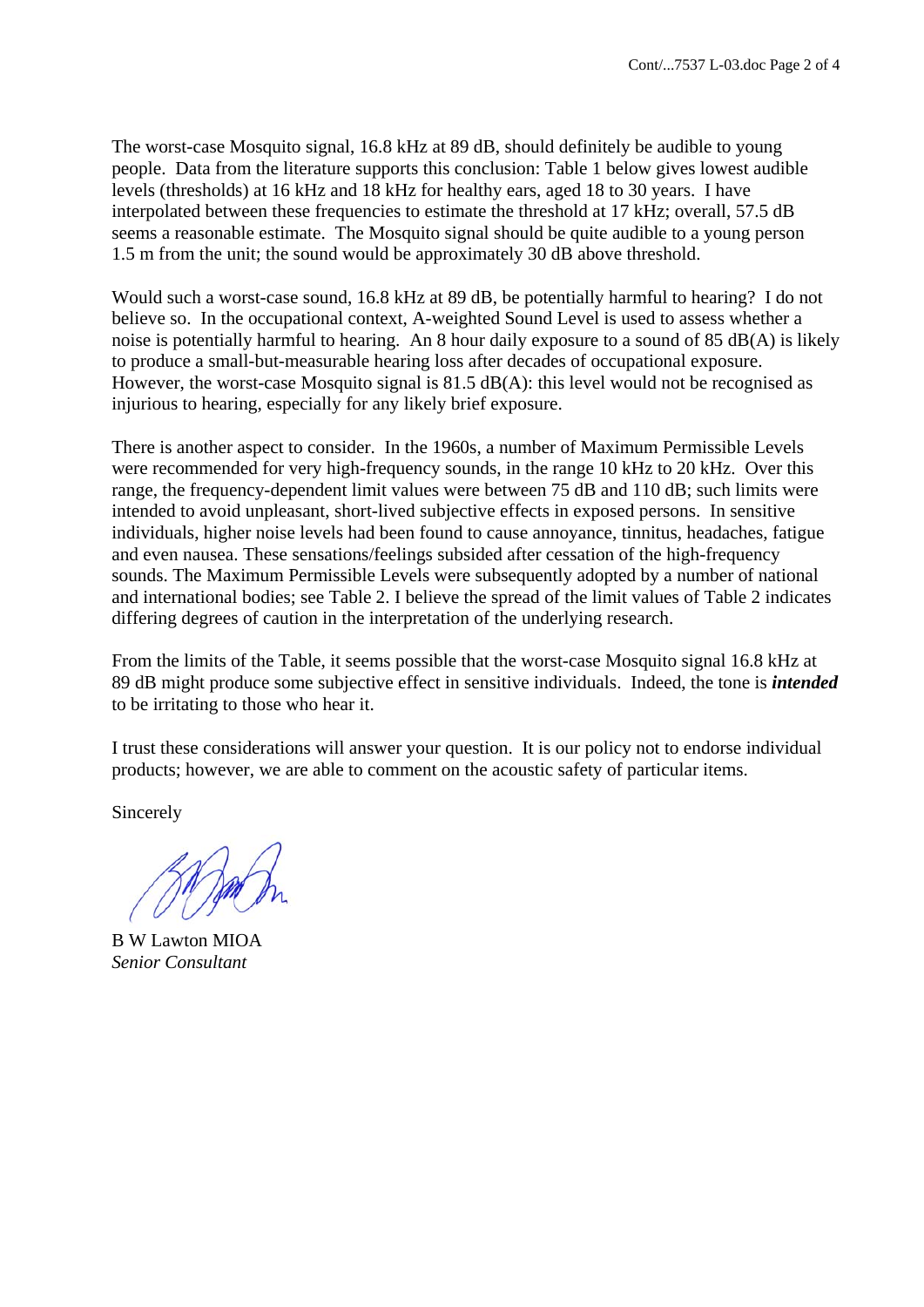The worst-case Mosquito signal, 16.8 kHz at 89 dB, should definitely be audible to young people. Data from the literature supports this conclusion: Table 1 below gives lowest audible levels (thresholds) at 16 kHz and 18 kHz for healthy ears, aged 18 to 30 years. I have interpolated between these frequencies to estimate the threshold at 17 kHz; overall, 57.5 dB seems a reasonable estimate. The Mosquito signal should be quite audible to a young person 1.5 m from the unit; the sound would be approximately 30 dB above threshold.

Would such a worst-case sound, 16.8 kHz at 89 dB, be potentially harmful to hearing? I do not believe so. In the occupational context, A-weighted Sound Level is used to assess whether a noise is potentially harmful to hearing. An 8 hour daily exposure to a sound of 85 dB(A) is likely to produce a small-but-measurable hearing loss after decades of occupational exposure. However, the worst-case Mosquito signal is 81.5 dB(A): this level would not be recognised as injurious to hearing, especially for any likely brief exposure.

There is another aspect to consider. In the 1960s, a number of Maximum Permissible Levels were recommended for very high-frequency sounds, in the range 10 kHz to 20 kHz. Over this range, the frequency-dependent limit values were between 75 dB and 110 dB; such limits were intended to avoid unpleasant, short-lived subjective effects in exposed persons. In sensitive individuals, higher noise levels had been found to cause annoyance, tinnitus, headaches, fatigue and even nausea. These sensations/feelings subsided after cessation of the high-frequency sounds. The Maximum Permissible Levels were subsequently adopted by a number of national and international bodies; see Table 2. I believe the spread of the limit values of Table 2 indicates differing degrees of caution in the interpretation of the underlying research.

From the limits of the Table, it seems possible that the worst-case Mosquito signal 16.8 kHz at 89 dB might produce some subjective effect in sensitive individuals. Indeed, the tone is ***intended*** to be irritating to those who hear it.

I trust these considerations will answer your question. It is our policy not to endorse individual products; however, we are able to comment on the acoustic safety of particular items.

Sincerely

B W Lawton MIOA
*Senior Consultant*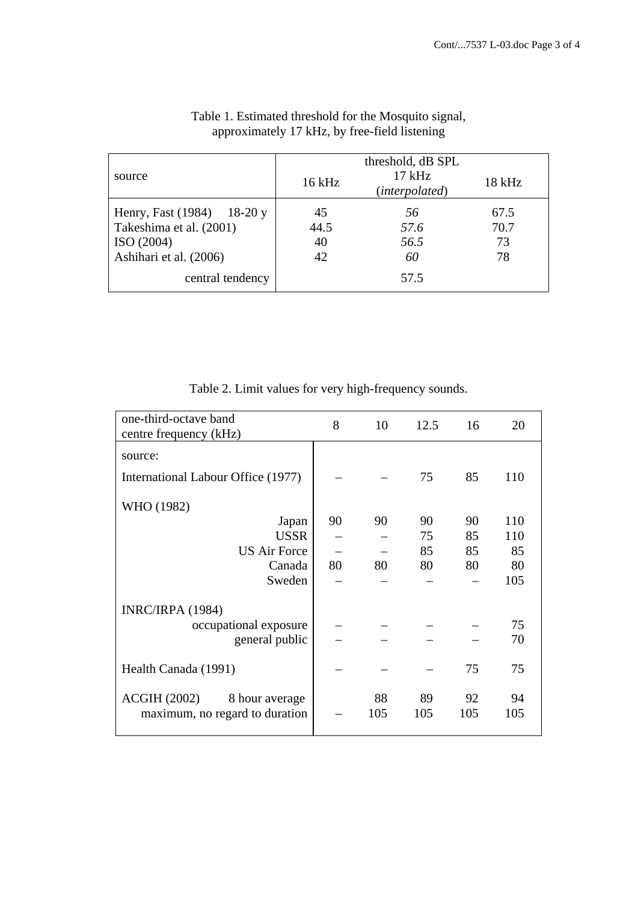Table 1. Estimated threshold for the Mosquito signal, approximately 17 kHz, by free-field listening

| source | threshold, dB SPL 16 kHz | 17 kHz (*interpolated*) | 18 kHz |
|---|---|---|---|
| Henry, Fast (1984) 18-20 y | 45 | *56* | 67.5 |
| Takeshima et al. (2001) | 44.5 | *57.6* | 70.7 |
| ISO (2004) | 40 | *56.5* | 73 |
| Ashihari et al. (2006) | 42 | *60* | 78 |
| central tendency | | 57.5 | |

Table 2. Limit values for very high-frequency sounds.

| one-third-octave band centre frequency (kHz) | 8 | 10 | 12.5 | 16 | 20 |
|---|---|---|---|---|---|
| source: | | | | | |
| International Labour Office (1977) | – | – | 75 | 85 | 110 |
| WHO (1982) | | | | | |
| Japan | 90 | 90 | 90 | 90 | 110 |
| USSR | – | – | 75 | 85 | 110 |
| US Air Force | – | – | 85 | 85 | 85 |
| Canada | 80 | 80 | 80 | 80 | 80 |
| Sweden | – | – | – | – | 105 |
| INRC/IRPA (1984) | | | | | |
| occupational exposure | – | – | – | – | 75 |
| general public | – | – | – | – | 70 |
| Health Canada (1991) | – | – | – | 75 | 75 |
| ACGIH (2002) 8 hour average | | 88 | 89 | 92 | 94 |
| maximum, no regard to duration | – | 105 | 105 | 105 | 105 |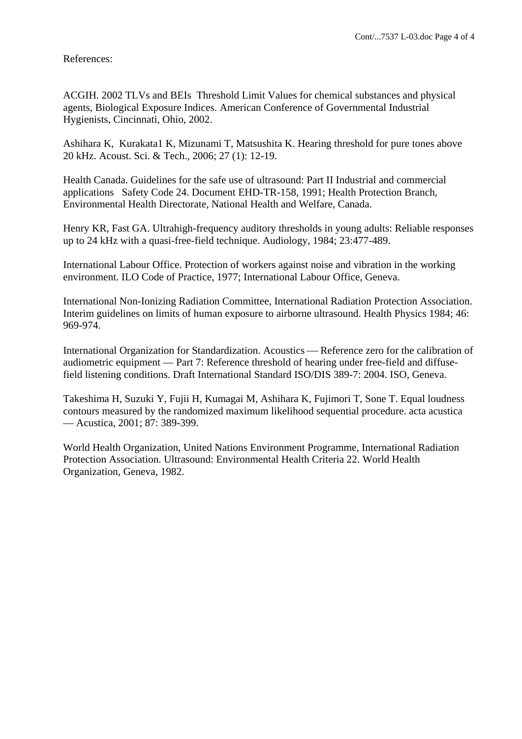References:

ACGIH. 2002 TLVs and BEIs Threshold Limit Values for chemical substances and physical agents, Biological Exposure Indices. American Conference of Governmental Industrial Hygienists, Cincinnati, Ohio, 2002.

Ashihara K, Kurakata1 K, Mizunami T, Matsushita K. Hearing threshold for pure tones above 20 kHz. Acoust. Sci. & Tech., 2006; 27 (1): 12-19.

Health Canada. Guidelines for the safe use of ultrasound: Part II Industrial and commercial applications Safety Code 24. Document EHD-TR-158, 1991; Health Protection Branch, Environmental Health Directorate, National Health and Welfare, Canada.

Henry KR, Fast GA. Ultrahigh-frequency auditory thresholds in young adults: Reliable responses up to 24 kHz with a quasi-free-field technique. Audiology, 1984; 23:477-489.

International Labour Office. Protection of workers against noise and vibration in the working environment. ILO Code of Practice, 1977; International Labour Office, Geneva.

International Non-Ionizing Radiation Committee, International Radiation Protection Association. Interim guidelines on limits of human exposure to airborne ultrasound. Health Physics 1984; 46: 969-974.

International Organization for Standardization. Acoustics — Reference zero for the calibration of audiometric equipment — Part 7: Reference threshold of hearing under free-field and diffuse-field listening conditions. Draft International Standard ISO/DIS 389-7: 2004. ISO, Geneva.

Takeshima H, Suzuki Y, Fujii H, Kumagai M, Ashihara K, Fujimori T, Sone T. Equal loudness contours measured by the randomized maximum likelihood sequential procedure. acta acustica — Acustica, 2001; 87: 389-399.

World Health Organization, United Nations Environment Programme, International Radiation Protection Association. Ultrasound: Environmental Health Criteria 22. World Health Organization, Geneva, 1982.